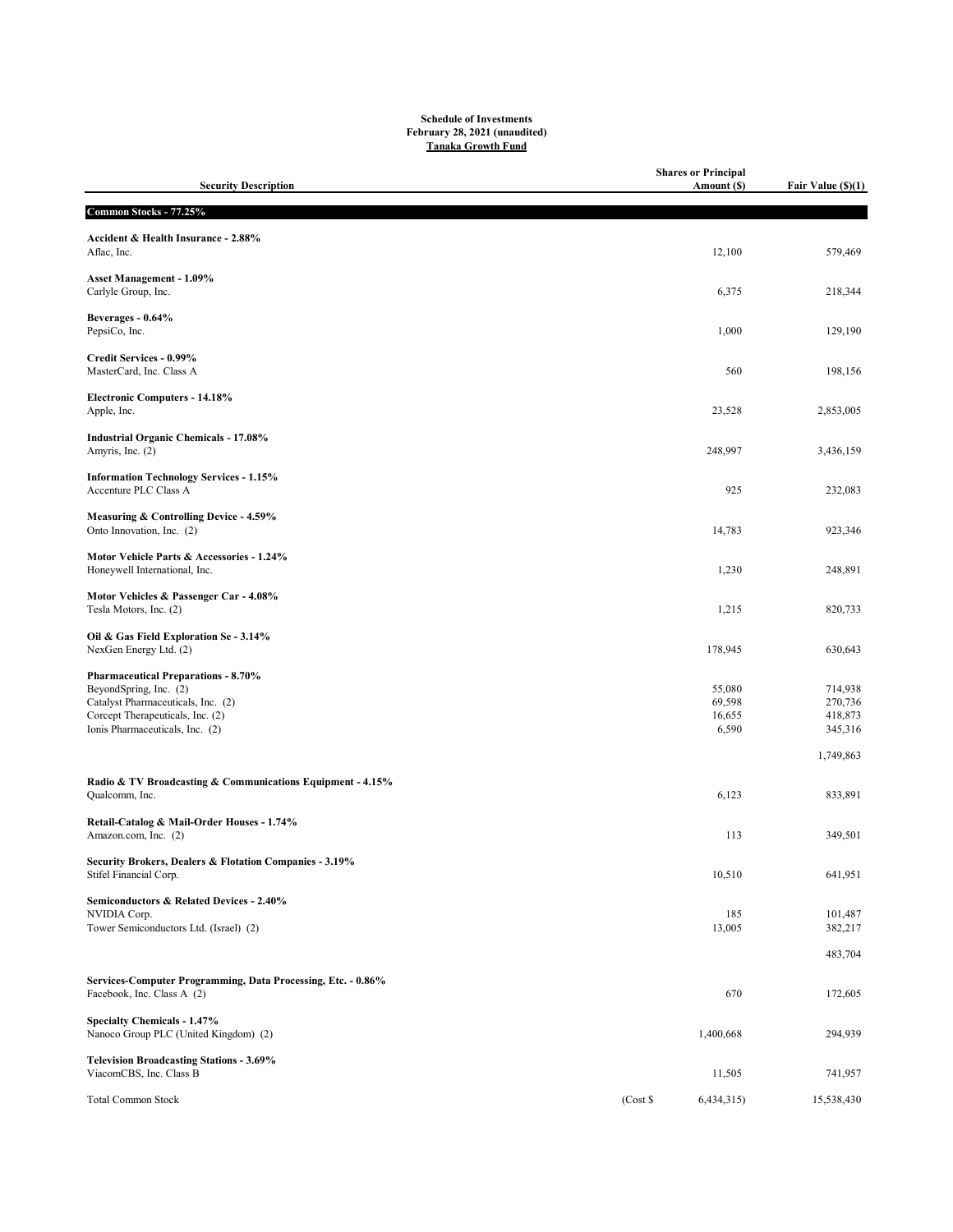**Schedule of Investments**
**February 28, 2021 (unaudited)**
**Tanaka Growth Fund**

| Security Description | | Shares or Principal Amount ($) | Fair Value ($)(1) |
|---|---|---|---|
| **Common Stocks - 77.25%** | | | |
| **Accident & Health Insurance - 2.88%** | | | |
| Aflac, Inc. | | 12,100 | 579,469 |
| **Asset Management - 1.09%** | | | |
| Carlyle Group, Inc. | | 6,375 | 218,344 |
| **Beverages - 0.64%** | | | |
| PepsiCo, Inc. | | 1,000 | 129,190 |
| **Credit Services - 0.99%** | | | |
| MasterCard, Inc. Class A | | 560 | 198,156 |
| **Electronic Computers - 14.18%** | | | |
| Apple, Inc. | | 23,528 | 2,853,005 |
| **Industrial Organic Chemicals - 17.08%** | | | |
| Amyris, Inc. (2) | | 248,997 | 3,436,159 |
| **Information Technology Services - 1.15%** | | | |
| Accenture PLC Class A | | 925 | 232,083 |
| **Measuring & Controlling Device - 4.59%** | | | |
| Onto Innovation, Inc. (2) | | 14,783 | 923,346 |
| **Motor Vehicle Parts & Accessories - 1.24%** | | | |
| Honeywell International, Inc. | | 1,230 | 248,891 |
| **Motor Vehicles & Passenger Car - 4.08%** | | | |
| Tesla Motors, Inc. (2) | | 1,215 | 820,733 |
| **Oil & Gas Field Exploration Se - 3.14%** | | | |
| NexGen Energy Ltd. (2) | | 178,945 | 630,643 |
| **Pharmaceutical Preparations - 8.70%** | | | |
| BeyondSpring, Inc. (2) | | 55,080 | 714,938 |
| Catalyst Pharmaceuticals, Inc. (2) | | 69,598 | 270,736 |
| Corcept Therapeuticals, Inc. (2) | | 16,655 | 418,873 |
| Ionis Pharmaceuticals, Inc. (2) | | 6,590 | 345,316 |
| | | | 1,749,863 |
| **Radio & TV Broadcasting & Communications Equipment - 4.15%** | | | |
| Qualcomm, Inc. | | 6,123 | 833,891 |
| **Retail-Catalog & Mail-Order Houses - 1.74%** | | | |
| Amazon.com, Inc. (2) | | 113 | 349,501 |
| **Security Brokers, Dealers & Flotation Companies - 3.19%** | | | |
| Stifel Financial Corp. | | 10,510 | 641,951 |
| **Semiconductors & Related Devices - 2.40%** | | | |
| NVIDIA Corp. | | 185 | 101,487 |
| Tower Semiconductors Ltd. (Israel) (2) | | 13,005 | 382,217 |
| | | | 483,704 |
| **Services-Computer Programming, Data Processing, Etc. - 0.86%** | | | |
| Facebook, Inc. Class A (2) | | 670 | 172,605 |
| **Specialty Chemicals - 1.47%** | | | |
| Nanoco Group PLC (United Kingdom) (2) | | 1,400,668 | 294,939 |
| **Television Broadcasting Stations - 3.69%** | | | |
| ViacomCBS, Inc. Class B | | 11,505 | 741,957 |
| Total Common Stock | (Cost $ | 6,434,315) | 15,538,430 |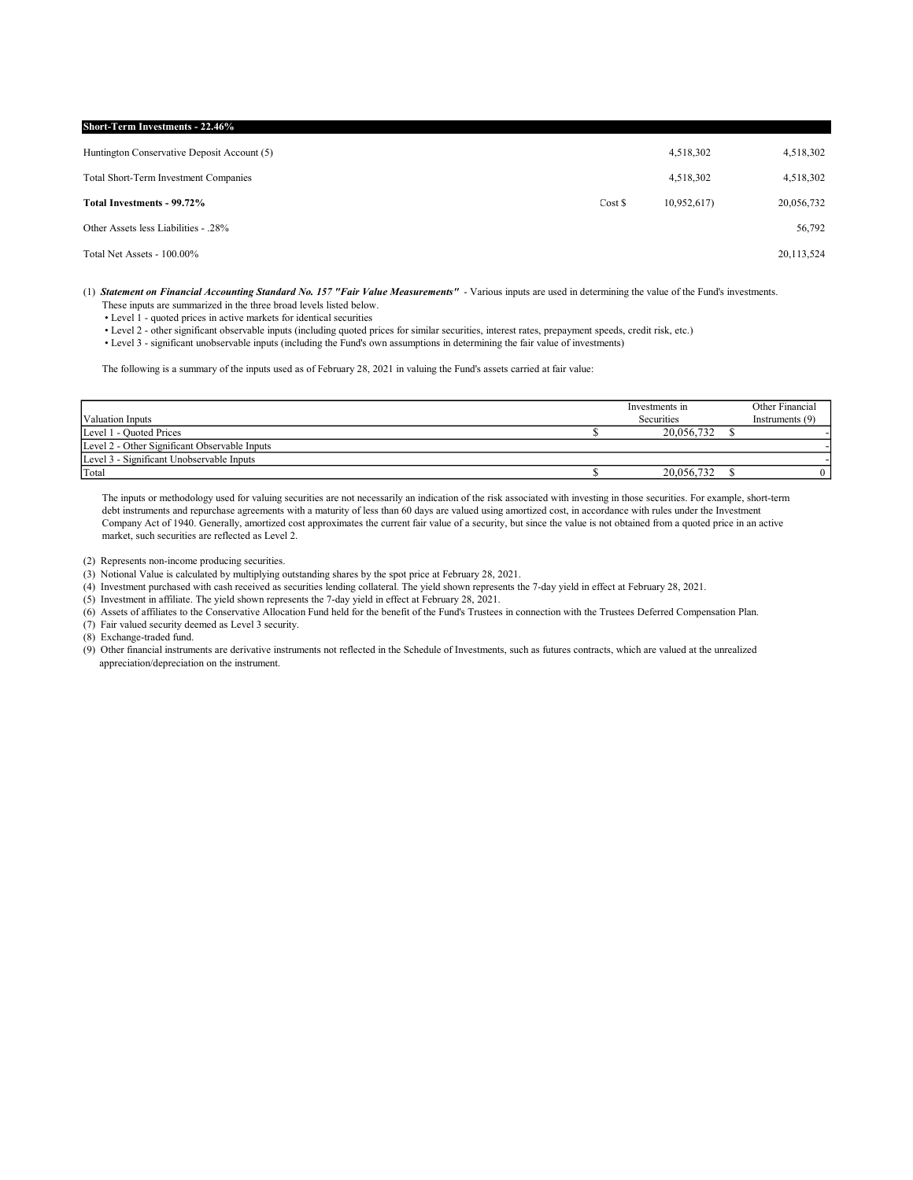| Short-Term Investments - 22.46% | | | |
|---|---|---|---|
| Huntington Conservative Deposit Account (5) | | 4,518,302 | 4,518,302 |
| Total Short-Term Investment Companies | | 4,518,302 | 4,518,302 |
| **Total Investments - 99.72%** | Cost $ | 10,952,617) | 20,056,732 |
| Other Assets less Liabilities - .28% | | | 56,792 |
| Total Net Assets - 100.00% | | | 20,113,524 |

(1) ***Statement on Financial Accounting Standard No. 157 "Fair Value Measurements"*** - Various inputs are used in determining the value of the Fund's investments. These inputs are summarized in the three broad levels listed below.

- Level 1 - quoted prices in active markets for identical securities
- Level 2 - other significant observable inputs (including quoted prices for similar securities, interest rates, prepayment speeds, credit risk, etc.)
- Level 3 - significant unobservable inputs (including the Fund's own assumptions in determining the fair value of investments)

The following is a summary of the inputs used as of February 28, 2021 in valuing the Fund's assets carried at fair value:

| Valuation Inputs | Investments in Securities | Other Financial Instruments (9) |
|---|---|---|
| Level 1 - Quoted Prices | $ 20,056,732 | $ - |
| Level 2 - Other Significant Observable Inputs | | - |
| Level 3 - Significant Unobservable Inputs | | - |
| Total | $ 20,056,732 | $ 0 |

The inputs or methodology used for valuing securities are not necessarily an indication of the risk associated with investing in those securities. For example, short-term debt instruments and repurchase agreements with a maturity of less than 60 days are valued using amortized cost, in accordance with rules under the Investment Company Act of 1940. Generally, amortized cost approximates the current fair value of a security, but since the value is not obtained from a quoted price in an active market, such securities are reflected as Level 2.

(2) Represents non-income producing securities.
(3) Notional Value is calculated by multiplying outstanding shares by the spot price at February 28, 2021.
(4) Investment purchased with cash received as securities lending collateral. The yield shown represents the 7-day yield in effect at February 28, 2021.
(5) Investment in affiliate. The yield shown represents the 7-day yield in effect at February 28, 2021.
(6) Assets of affiliates to the Conservative Allocation Fund held for the benefit of the Fund's Trustees in connection with the Trustees Deferred Compensation Plan.
(7) Fair valued security deemed as Level 3 security.
(8) Exchange-traded fund.
(9) Other financial instruments are derivative instruments not reflected in the Schedule of Investments, such as futures contracts, which are valued at the unrealized appreciation/depreciation on the instrument.